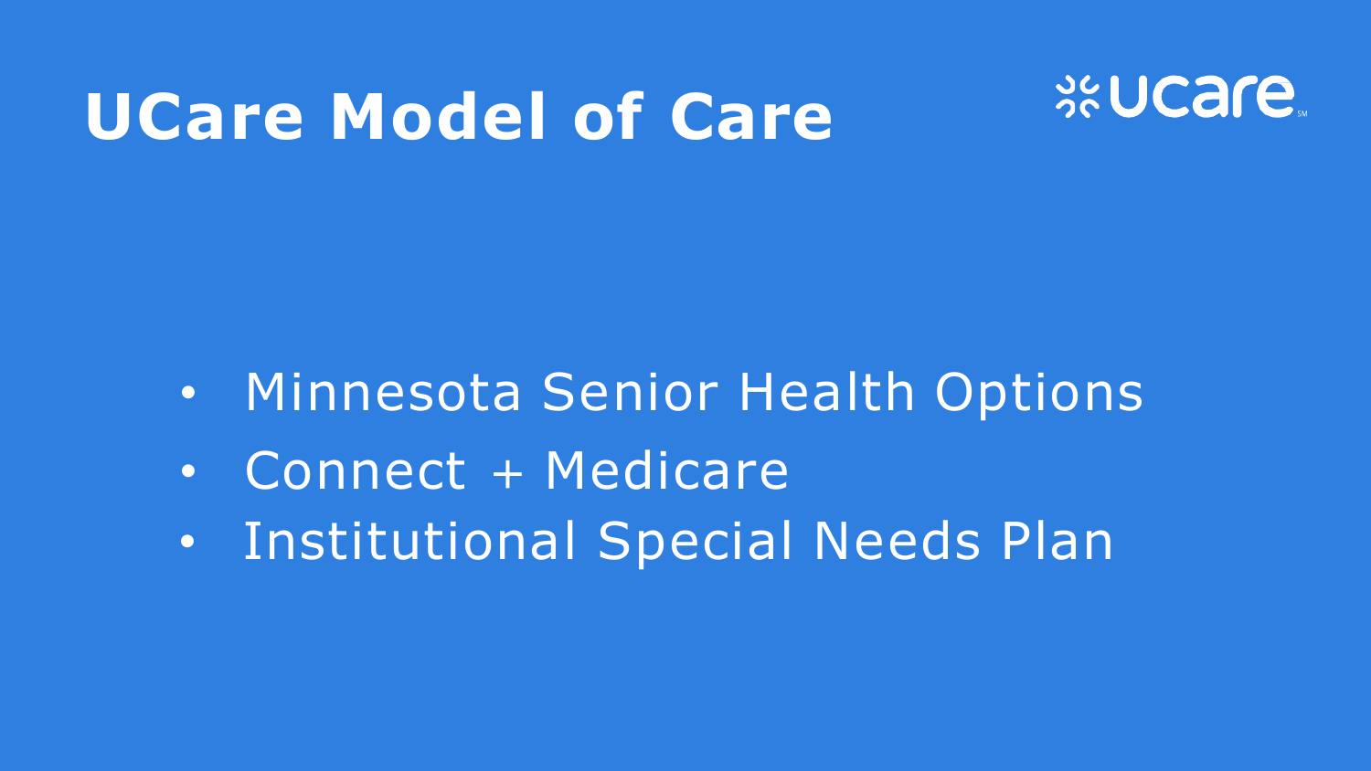# UCare Model of Care

- Minnesota Senior Health Options
- Connect + Medicare
- Institutional Special Needs Plan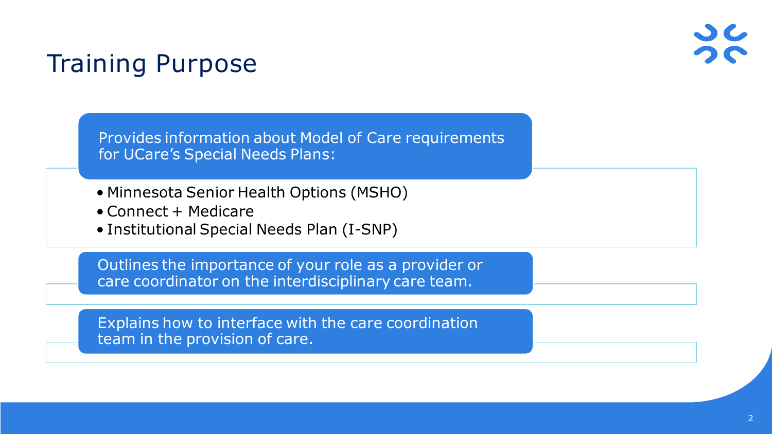# Training Purpose

Provides information about Model of Care requirements for UCare's Special Needs Plans:

- Minnesota Senior Health Options (MSHO)
- Connect + Medicare
- Institutional Special Needs Plan (I-SNP)

Outlines the importance of your role as a provider or care coordinator on the interdisciplinary care team.

Explains how to interface with the care coordination team in the provision of care.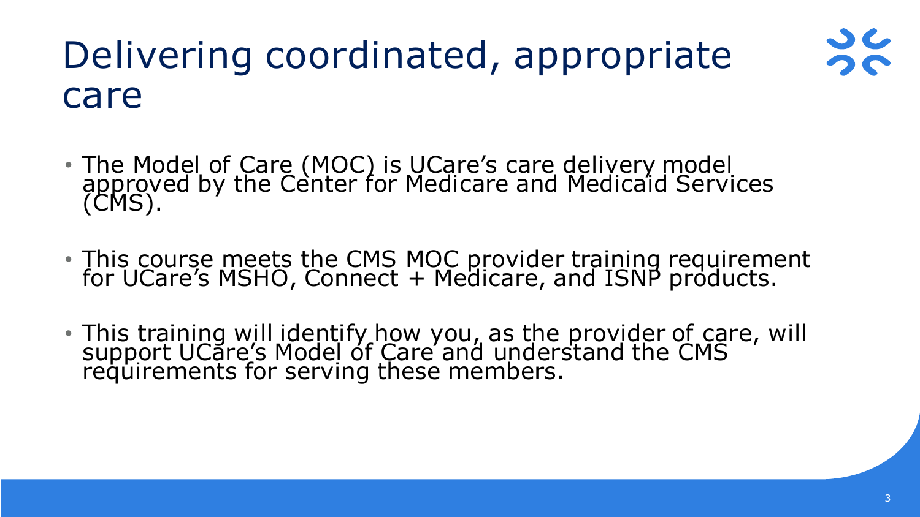# Delivering coordinated, appropriate care

- The Model of Care (MOC) is UCare's care delivery model approved by the Center for Medicare and Medicaid Services (CMS).

- This course meets the CMS MOC provider training requirement for UCare's MSHO, Connect + Medicare, and ISNP products.

- This training will identify how you, as the provider of care, will support UCare's Model of Care and understand the CMS requirements for serving these members.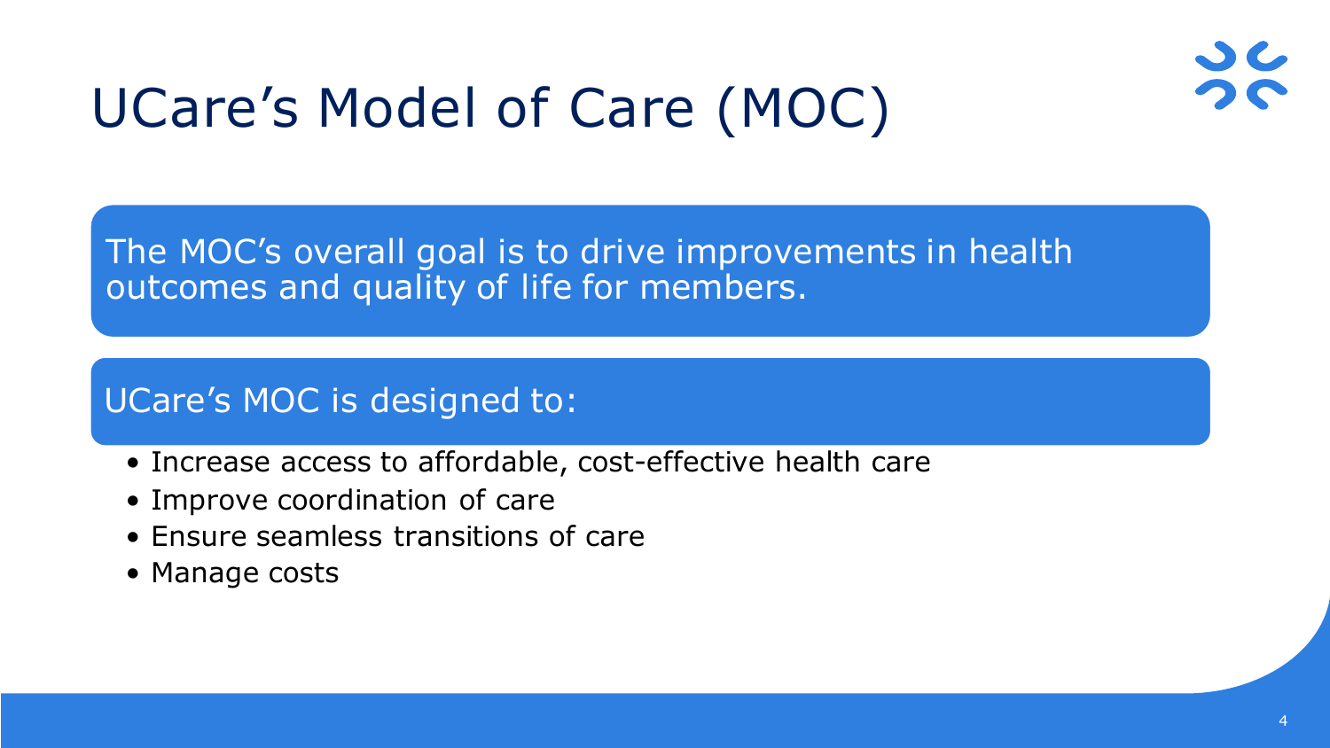# UCare's Model of Care (MOC)

The MOC's overall goal is to drive improvements in health outcomes and quality of life for members.

UCare's MOC is designed to:

- Increase access to affordable, cost-effective health care
- Improve coordination of care
- Ensure seamless transitions of care
- Manage costs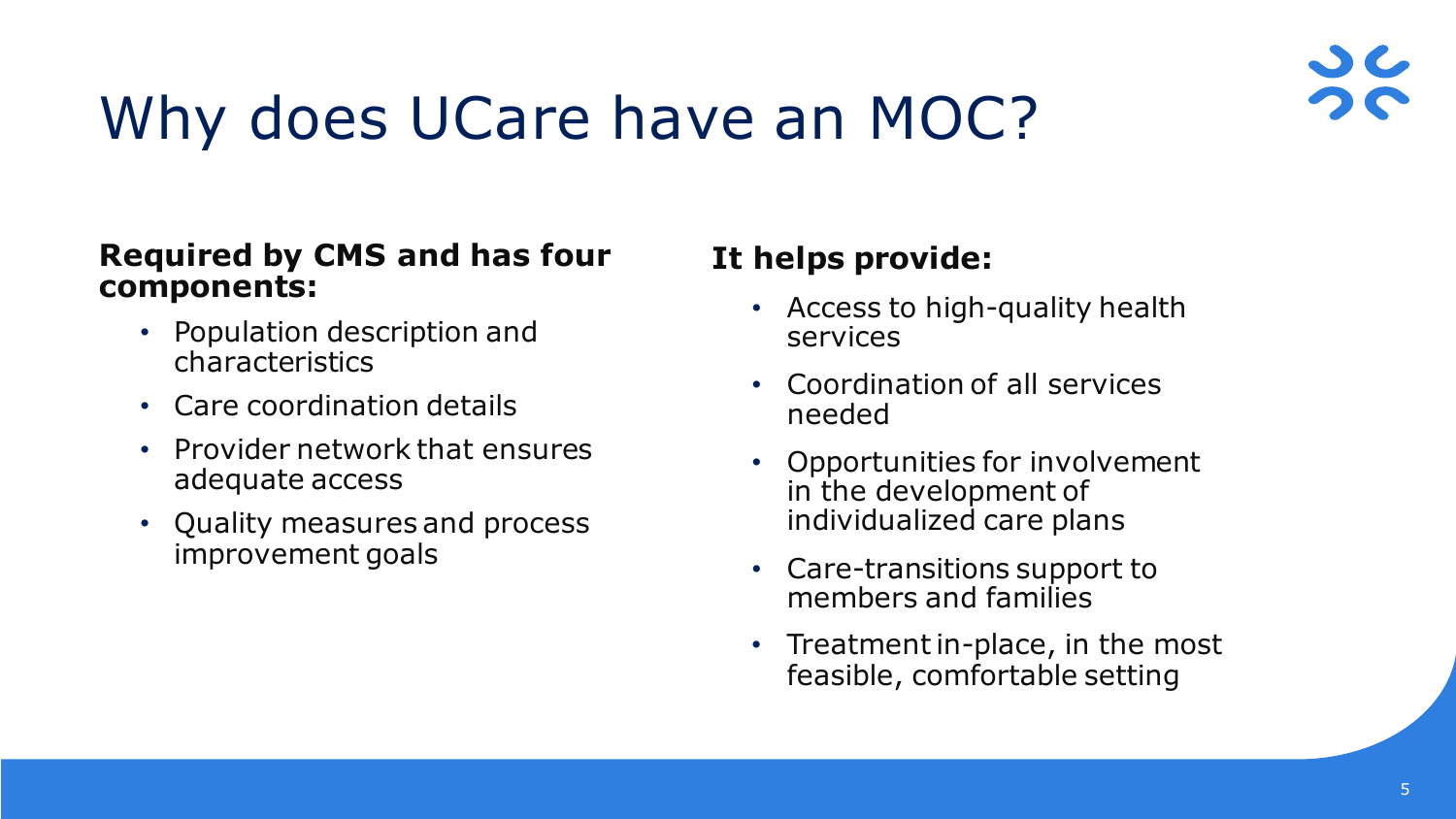# Why does UCare have an MOC?

**Required by CMS and has four components:**

- Population description and characteristics
- Care coordination details
- Provider network that ensures adequate access
- Quality measures and process improvement goals

**It helps provide:**

- Access to high-quality health services
- Coordination of all services needed
- Opportunities for involvement in the development of individualized care plans
- Care-transitions support to members and families
- Treatment in-place, in the most feasible, comfortable setting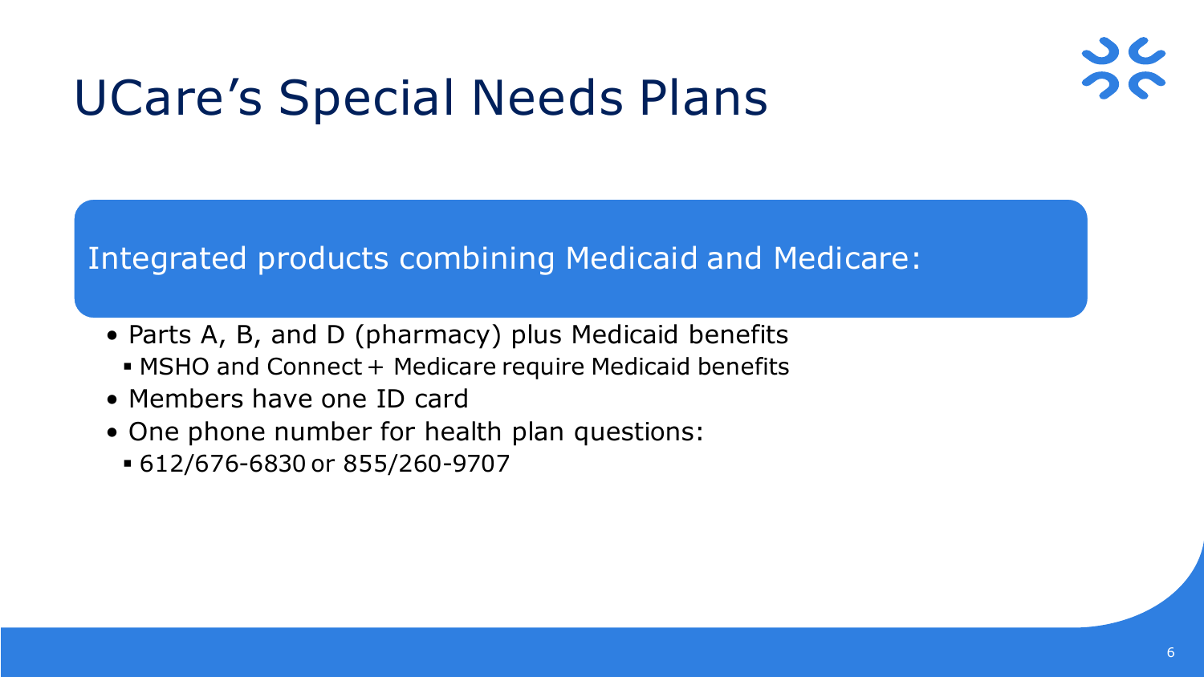# UCare's Special Needs Plans

Integrated products combining Medicaid and Medicare:

- Parts A, B, and D (pharmacy) plus Medicaid benefits
  - MSHO and Connect + Medicare require Medicaid benefits
- Members have one ID card
- One phone number for health plan questions:
  - 612/676-6830 or 855/260-9707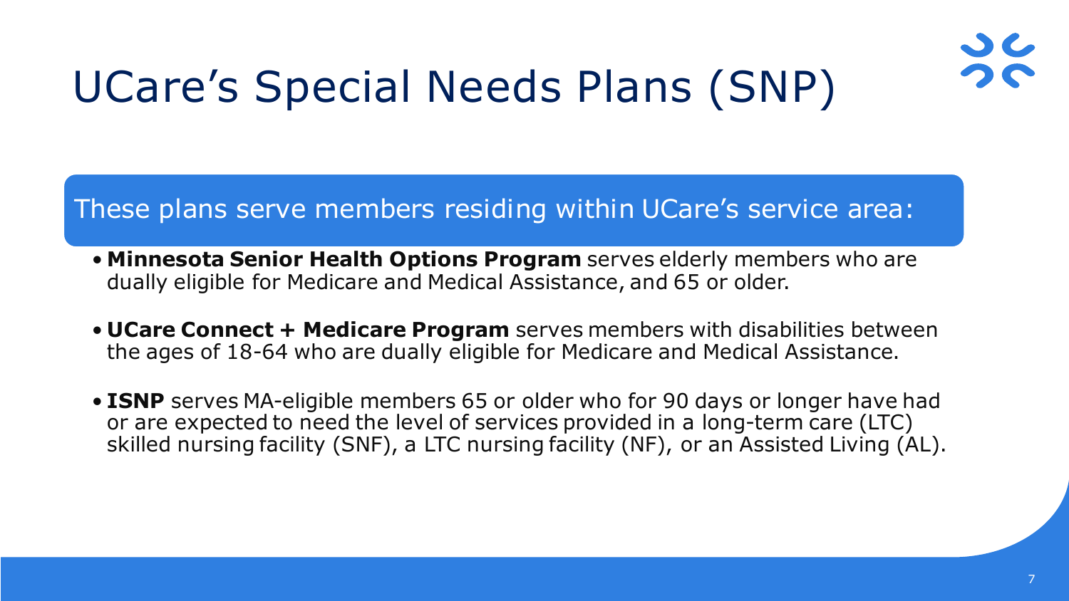# UCare's Special Needs Plans (SNP)

These plans serve members residing within UCare's service area:

- **Minnesota Senior Health Options Program** serves elderly members who are dually eligible for Medicare and Medical Assistance, and 65 or older.

- **UCare Connect + Medicare Program** serves members with disabilities between the ages of 18-64 who are dually eligible for Medicare and Medical Assistance.

- **ISNP** serves MA-eligible members 65 or older who for 90 days or longer have had or are expected to need the level of services provided in a long-term care (LTC) skilled nursing facility (SNF), a LTC nursing facility (NF), or an Assisted Living (AL).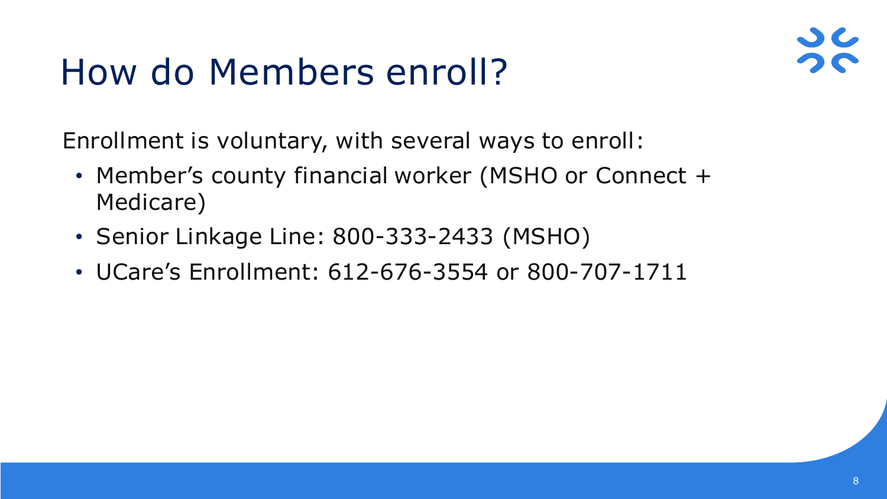# How do Members enroll?

Enrollment is voluntary, with several ways to enroll:

- Member’s county financial worker (MSHO or Connect + Medicare)
- Senior Linkage Line: 800-333-2433 (MSHO)
- UCare’s Enrollment: 612-676-3554 or 800-707-1711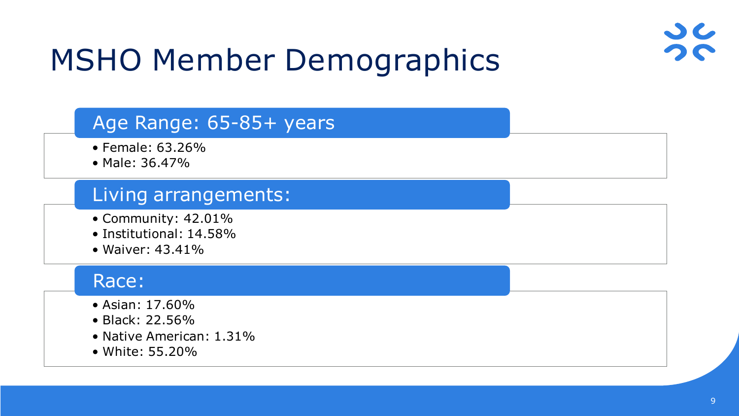# MSHO Member Demographics

## Age Range: 65-85+ years

- Female: 63.26%
- Male: 36.47%

## Living arrangements:

- Community: 42.01%
- Institutional: 14.58%
- Waiver: 43.41%

## Race:

- Asian: 17.60%
- Black: 22.56%
- Native American: 1.31%
- White: 55.20%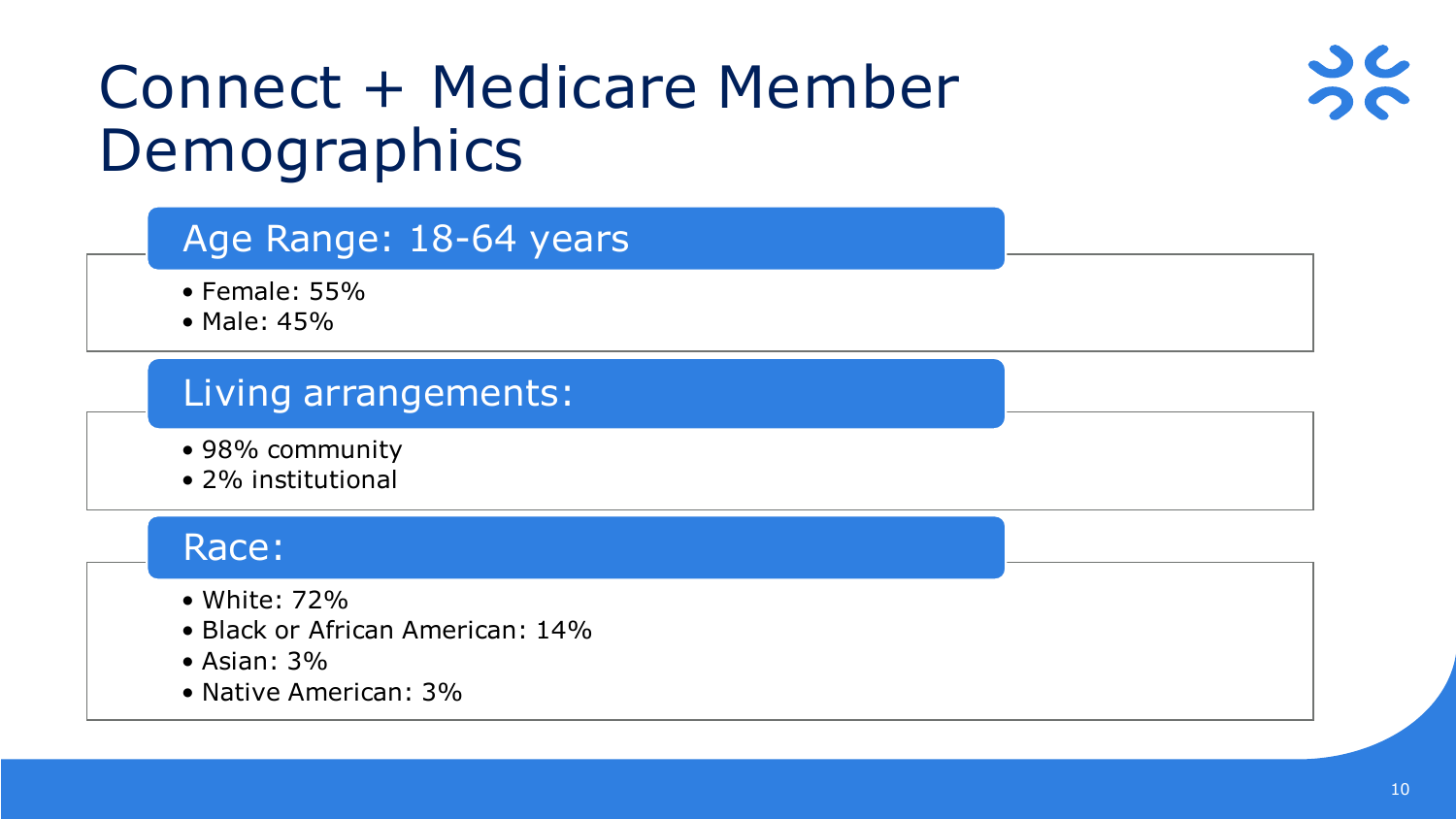# Connect + Medicare Member Demographics

## Age Range: 18-64 years

- Female: 55%
- Male: 45%

## Living arrangements:

- 98% community
- 2% institutional

## Race:

- White: 72%
- Black or African American: 14%
- Asian: 3%
- Native American: 3%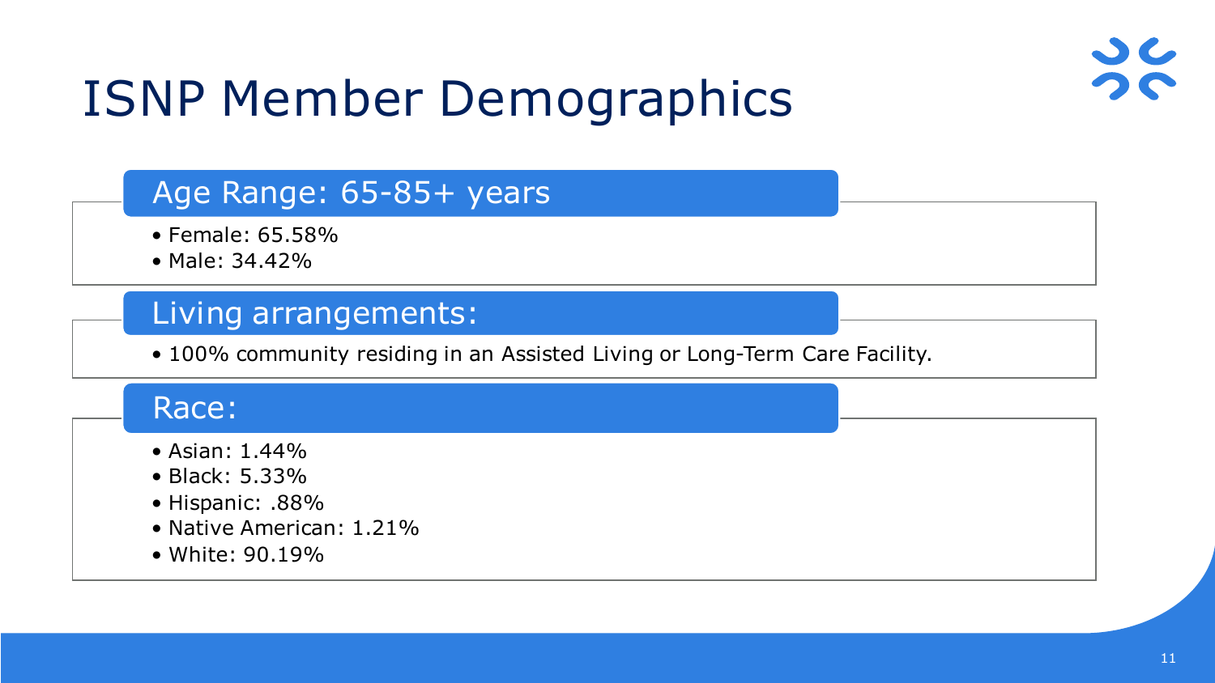# ISNP Member Demographics

## Age Range: 65-85+ years

- Female: 65.58%
- Male: 34.42%

## Living arrangements:

- 100% community residing in an Assisted Living or Long-Term Care Facility.

## Race:

- Asian: 1.44%
- Black: 5.33%
- Hispanic: .88%
- Native American: 1.21%
- White: 90.19%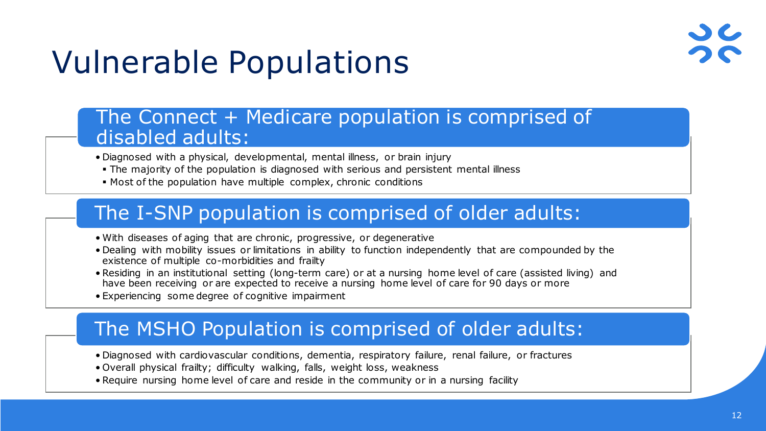# Vulnerable Populations

## The Connect + Medicare population is comprised of disabled adults:

- Diagnosed with a physical, developmental, mental illness, or brain injury
  - The majority of the population is diagnosed with serious and persistent mental illness
  - Most of the population have multiple complex, chronic conditions

## The I-SNP population is comprised of older adults:

- With diseases of aging that are chronic, progressive, or degenerative
- Dealing with mobility issues or limitations in ability to function independently that are compounded by the existence of multiple co-morbidities and frailty
- Residing in an institutional setting (long-term care) or at a nursing home level of care (assisted living) and have been receiving or are expected to receive a nursing home level of care for 90 days or more
- Experiencing some degree of cognitive impairment

## The MSHO Population is comprised of older adults:

- Diagnosed with cardiovascular conditions, dementia, respiratory failure, renal failure, or fractures
- Overall physical frailty; difficulty walking, falls, weight loss, weakness
- Require nursing home level of care and reside in the community or in a nursing facility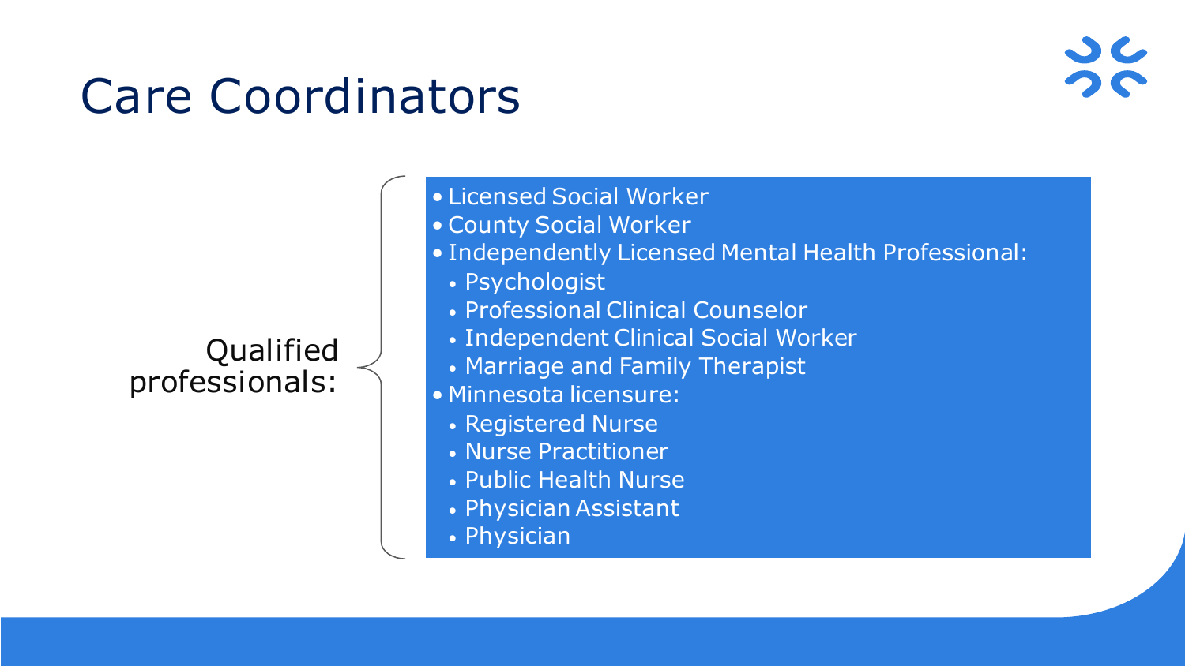# Care Coordinators

Qualified professionals:

- Licensed Social Worker
- County Social Worker
- Independently Licensed Mental Health Professional:
  - Psychologist
  - Professional Clinical Counselor
  - Independent Clinical Social Worker
  - Marriage and Family Therapist
- Minnesota licensure:
  - Registered Nurse
  - Nurse Practitioner
  - Public Health Nurse
  - Physician Assistant
  - Physician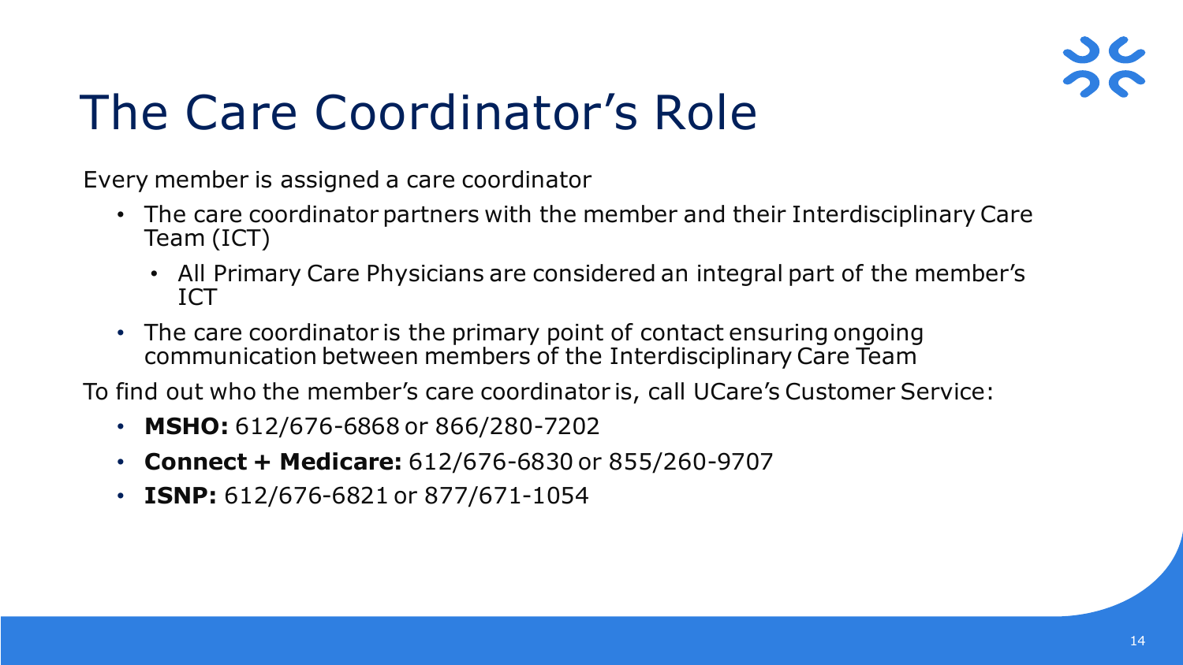# The Care Coordinator's Role

Every member is assigned a care coordinator

- The care coordinator partners with the member and their Interdisciplinary Care Team (ICT)
  - All Primary Care Physicians are considered an integral part of the member's ICT
- The care coordinator is the primary point of contact ensuring ongoing communication between members of the Interdisciplinary Care Team

To find out who the member's care coordinator is, call UCare's Customer Service:

- **MSHO:** 612/676-6868 or 866/280-7202
- **Connect + Medicare:** 612/676-6830 or 855/260-9707
- **ISNP:** 612/676-6821 or 877/671-1054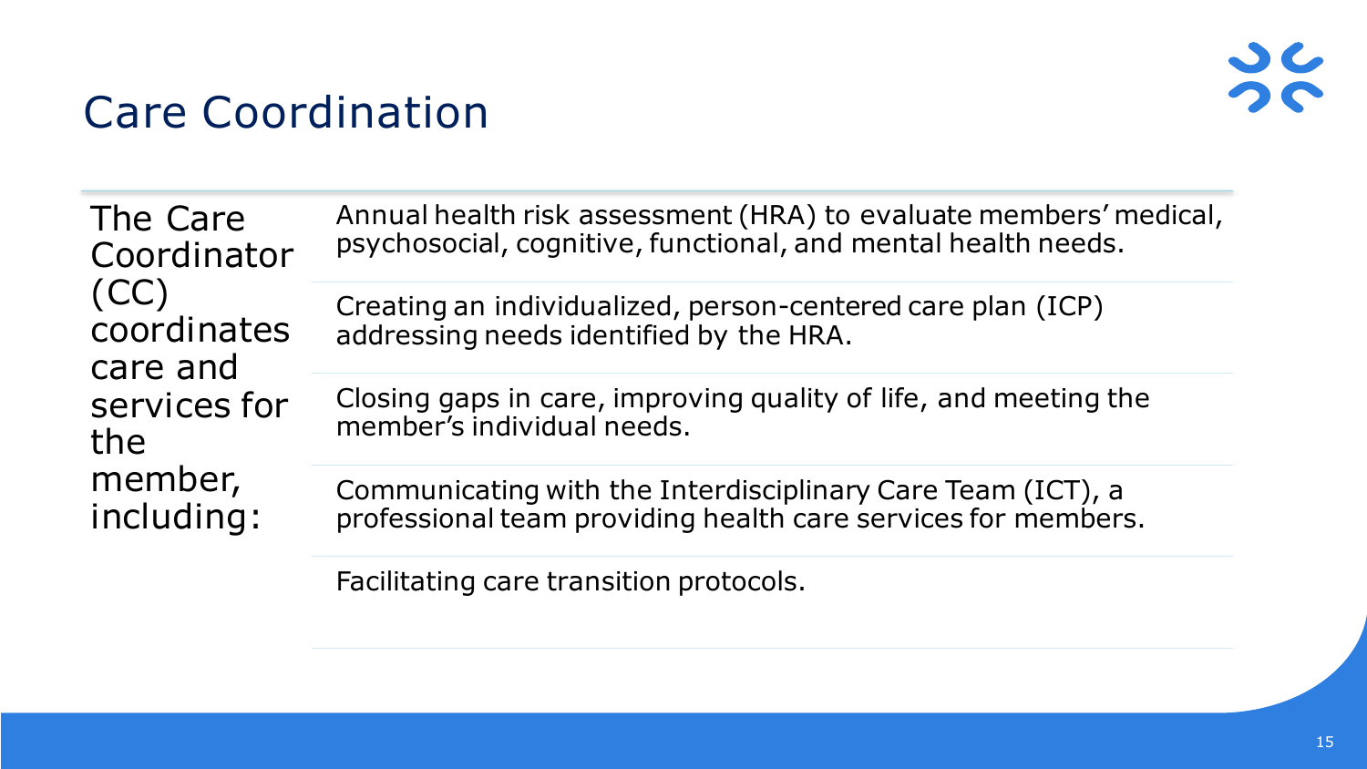# Care Coordination

The Care Coordinator (CC) coordinates care and services for the member, including:

- Annual health risk assessment (HRA) to evaluate members' medical, psychosocial, cognitive, functional, and mental health needs.
- Creating an individualized, person-centered care plan (ICP) addressing needs identified by the HRA.
- Closing gaps in care, improving quality of life, and meeting the member's individual needs.
- Communicating with the Interdisciplinary Care Team (ICT), a professional team providing health care services for members.
- Facilitating care transition protocols.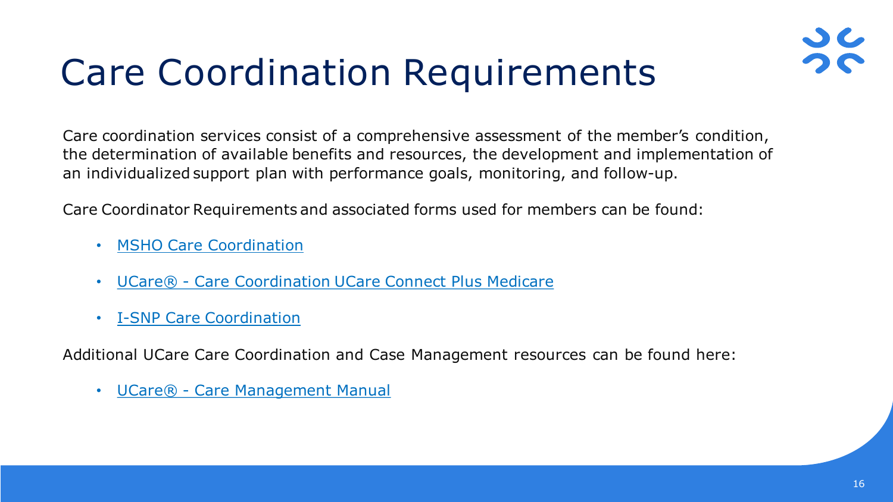# Care Coordination Requirements

Care coordination services consist of a comprehensive assessment of the member's condition, the determination of available benefits and resources, the development and implementation of an individualized support plan with performance goals, monitoring, and follow-up.

Care Coordinator Requirements and associated forms used for members can be found:

- MSHO Care Coordination
- UCare® - Care Coordination UCare Connect Plus Medicare
- I-SNP Care Coordination

Additional UCare Care Coordination and Case Management resources can be found here:

- UCare® - Care Management Manual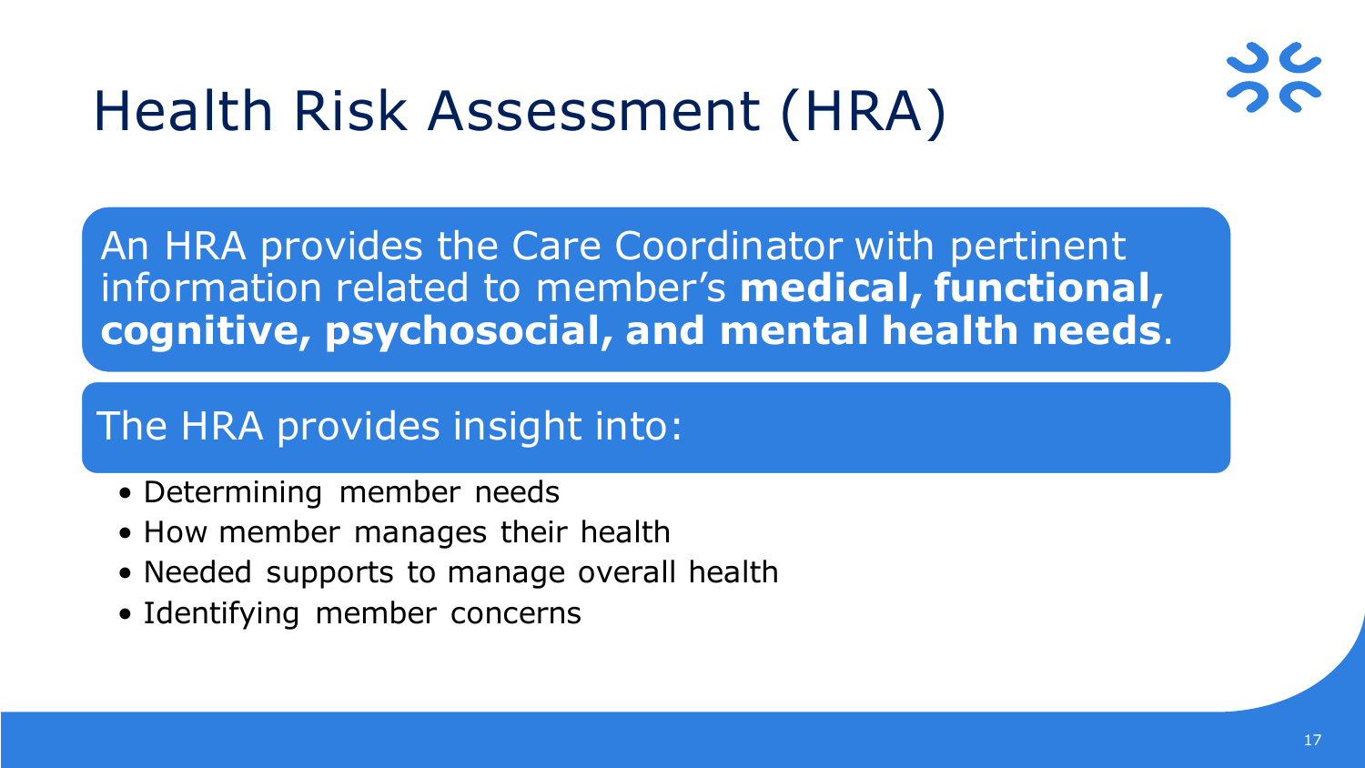# Health Risk Assessment (HRA)

An HRA provides the Care Coordinator with pertinent information related to member's **medical, functional, cognitive, psychosocial, and mental health needs**.

The HRA provides insight into:

- Determining member needs
- How member manages their health
- Needed supports to manage overall health
- Identifying member concerns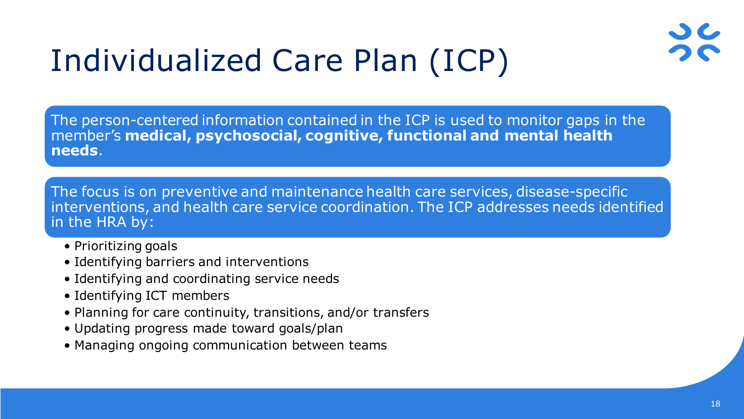# Individualized Care Plan (ICP)

The person-centered information contained in the ICP is used to monitor gaps in the member's **medical, psychosocial, cognitive, functional and mental health needs**.

The focus is on preventive and maintenance health care services, disease-specific interventions, and health care service coordination. The ICP addresses needs identified in the HRA by:

- Prioritizing goals
- Identifying barriers and interventions
- Identifying and coordinating service needs
- Identifying ICT members
- Planning for care continuity, transitions, and/or transfers
- Updating progress made toward goals/plan
- Managing ongoing communication between teams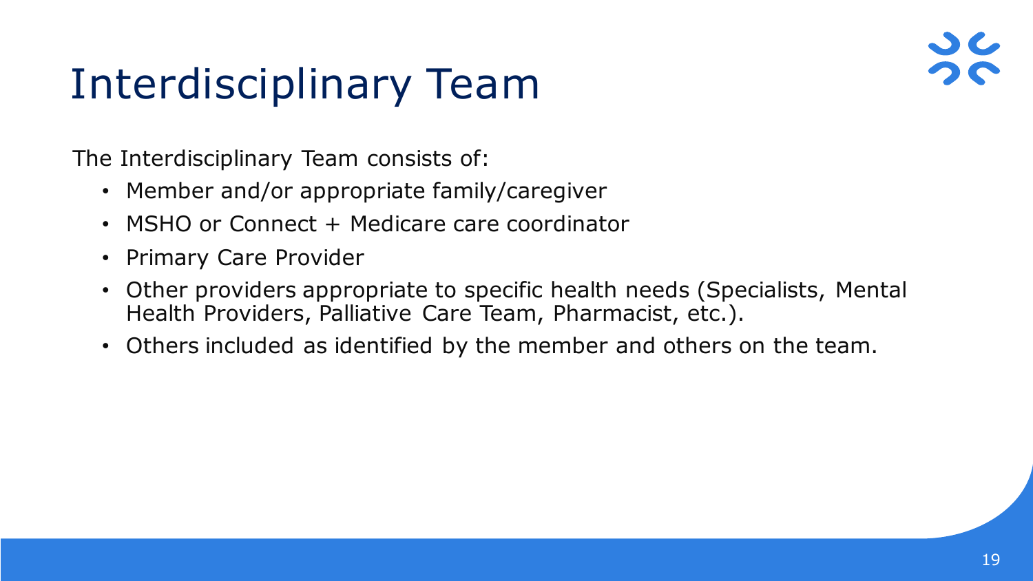# Interdisciplinary Team

The Interdisciplinary Team consists of:

- Member and/or appropriate family/caregiver
- MSHO or Connect + Medicare care coordinator
- Primary Care Provider
- Other providers appropriate to specific health needs (Specialists, Mental Health Providers, Palliative Care Team, Pharmacist, etc.).
- Others included as identified by the member and others on the team.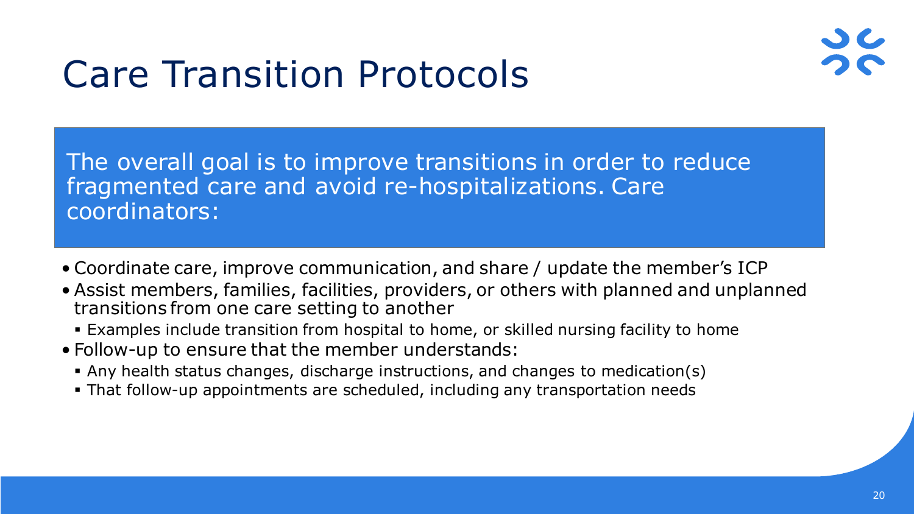# Care Transition Protocols

The overall goal is to improve transitions in order to reduce fragmented care and avoid re-hospitalizations. Care coordinators:

- Coordinate care, improve communication, and share / update the member's ICP
- Assist members, families, facilities, providers, or others with planned and unplanned transitions from one care setting to another
  - Examples include transition from hospital to home, or skilled nursing facility to home
- Follow-up to ensure that the member understands:
  - Any health status changes, discharge instructions, and changes to medication(s)
  - That follow-up appointments are scheduled, including any transportation needs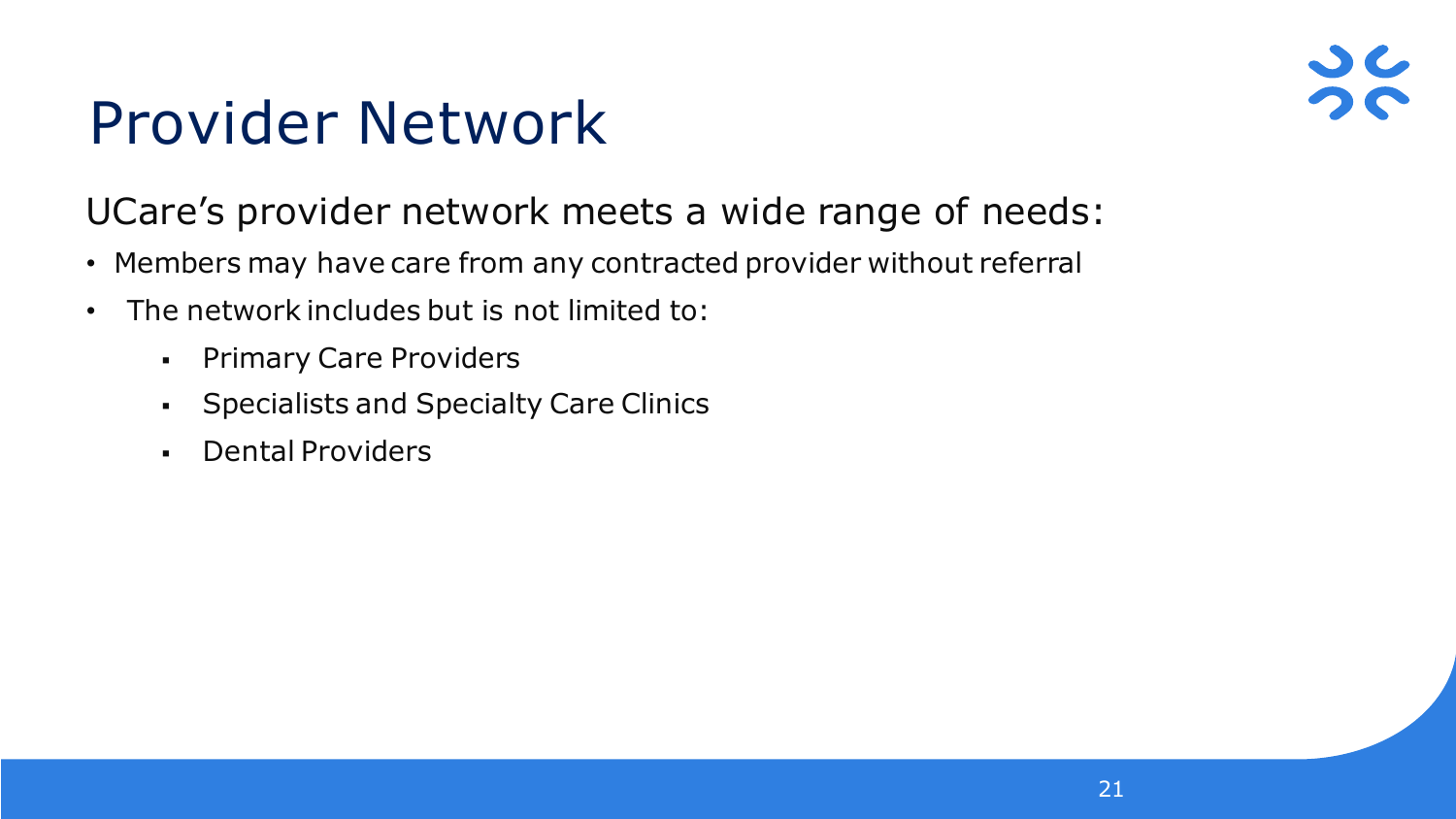# Provider Network

UCare's provider network meets a wide range of needs:

- Members may have care from any contracted provider without referral
- The network includes but is not limited to:
  - Primary Care Providers
  - Specialists and Specialty Care Clinics
  - Dental Providers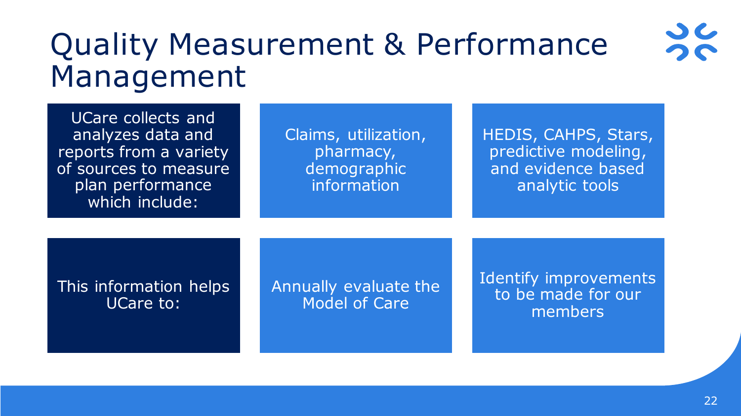# Quality Measurement & Performance Management

UCare collects and analyzes data and reports from a variety of sources to measure plan performance which include:

- Claims, utilization, pharmacy, demographic information
- HEDIS, CAHPS, Stars, predictive modeling, and evidence based analytic tools

This information helps UCare to:

- Annually evaluate the Model of Care
- Identify improvements to be made for our members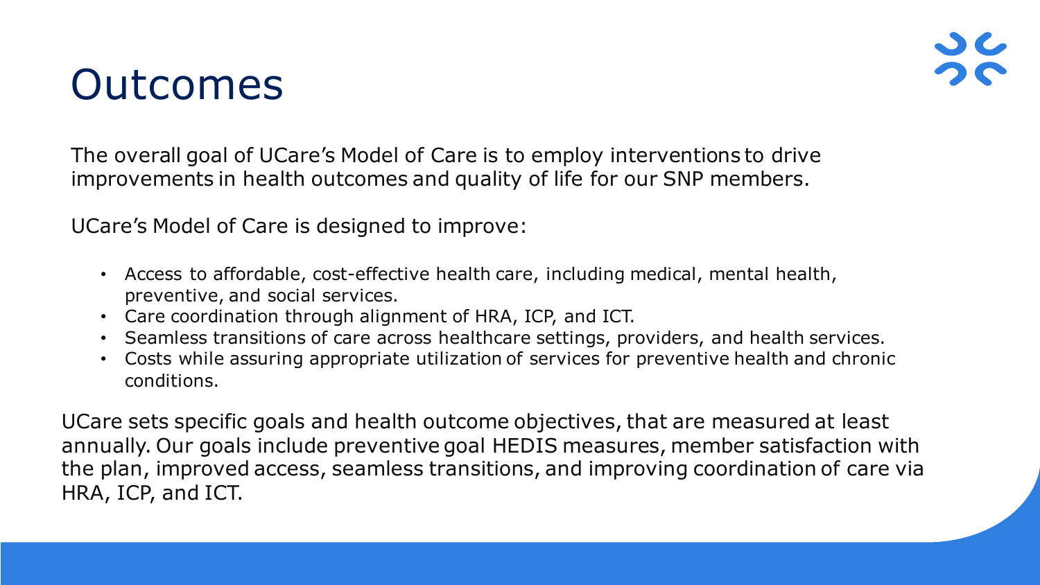# Outcomes

The overall goal of UCare's Model of Care is to employ interventions to drive improvements in health outcomes and quality of life for our SNP members.

UCare's Model of Care is designed to improve:

- Access to affordable, cost-effective health care, including medical, mental health, preventive, and social services.
- Care coordination through alignment of HRA, ICP, and ICT.
- Seamless transitions of care across healthcare settings, providers, and health services.
- Costs while assuring appropriate utilization of services for preventive health and chronic conditions.

UCare sets specific goals and health outcome objectives, that are measured at least annually. Our goals include preventive goal HEDIS measures, member satisfaction with the plan, improved access, seamless transitions, and improving coordination of care via HRA, ICP, and ICT.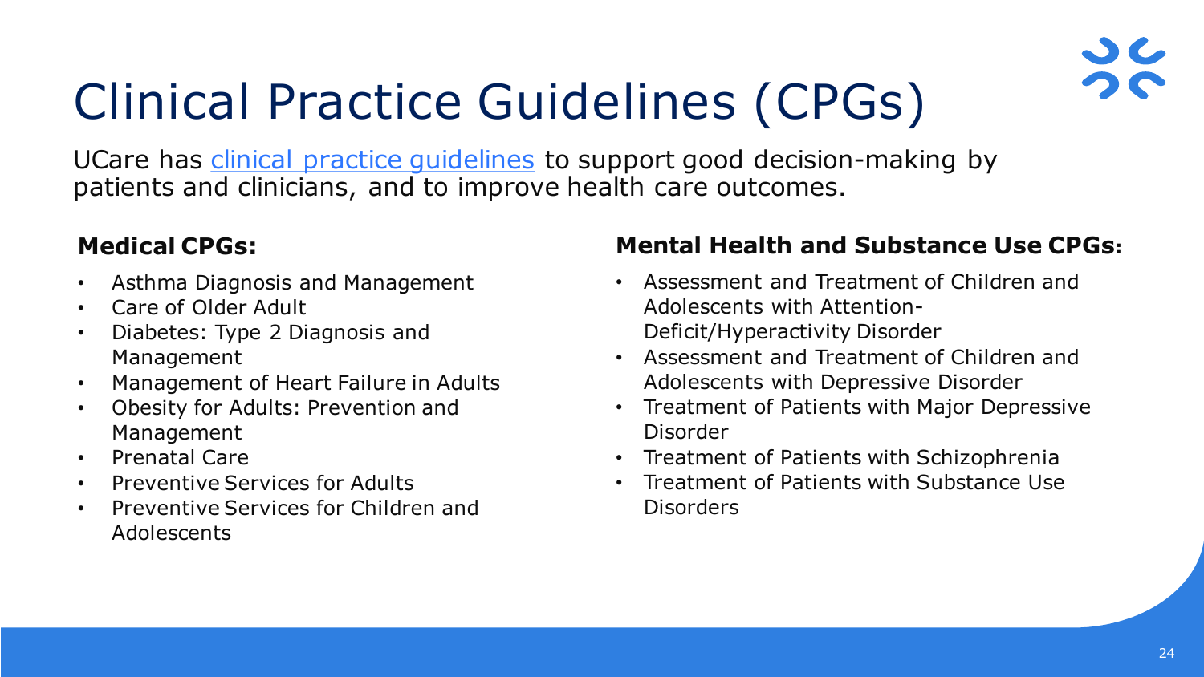# Clinical Practice Guidelines (CPGs)

UCare has clinical practice guidelines to support good decision-making by patients and clinicians, and to improve health care outcomes.

**Medical CPGs:**

- Asthma Diagnosis and Management
- Care of Older Adult
- Diabetes: Type 2 Diagnosis and Management
- Management of Heart Failure in Adults
- Obesity for Adults: Prevention and Management
- Prenatal Care
- Preventive Services for Adults
- Preventive Services for Children and Adolescents

**Mental Health and Substance Use CPGs:**

- Assessment and Treatment of Children and Adolescents with Attention-Deficit/Hyperactivity Disorder
- Assessment and Treatment of Children and Adolescents with Depressive Disorder
- Treatment of Patients with Major Depressive Disorder
- Treatment of Patients with Schizophrenia
- Treatment of Patients with Substance Use Disorders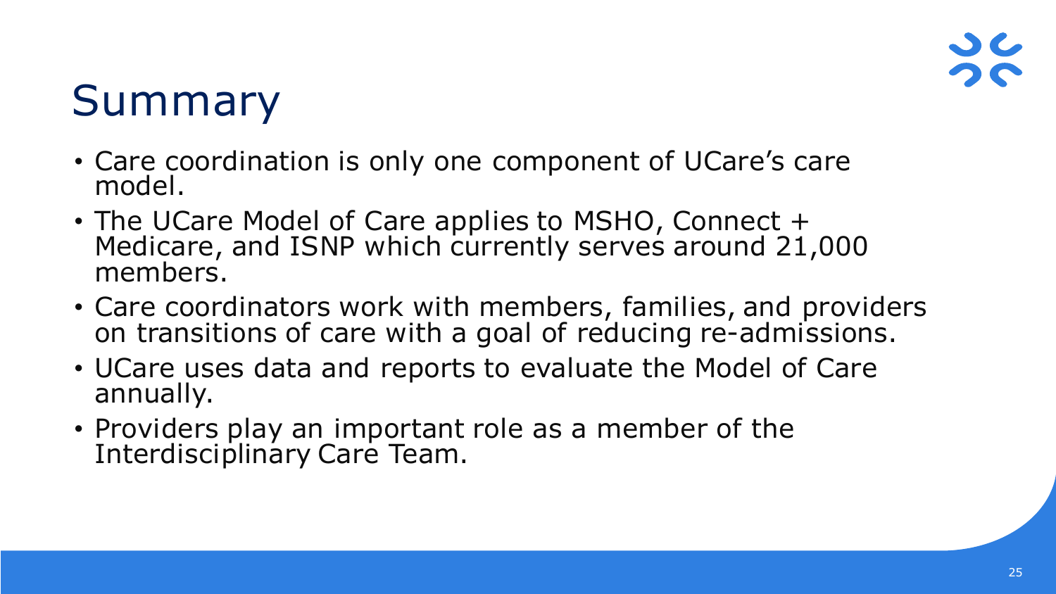# Summary

- Care coordination is only one component of UCare's care model.
- The UCare Model of Care applies to MSHO, Connect + Medicare, and ISNP which currently serves around 21,000 members.
- Care coordinators work with members, families, and providers on transitions of care with a goal of reducing re-admissions.
- UCare uses data and reports to evaluate the Model of Care annually.
- Providers play an important role as a member of the Interdisciplinary Care Team.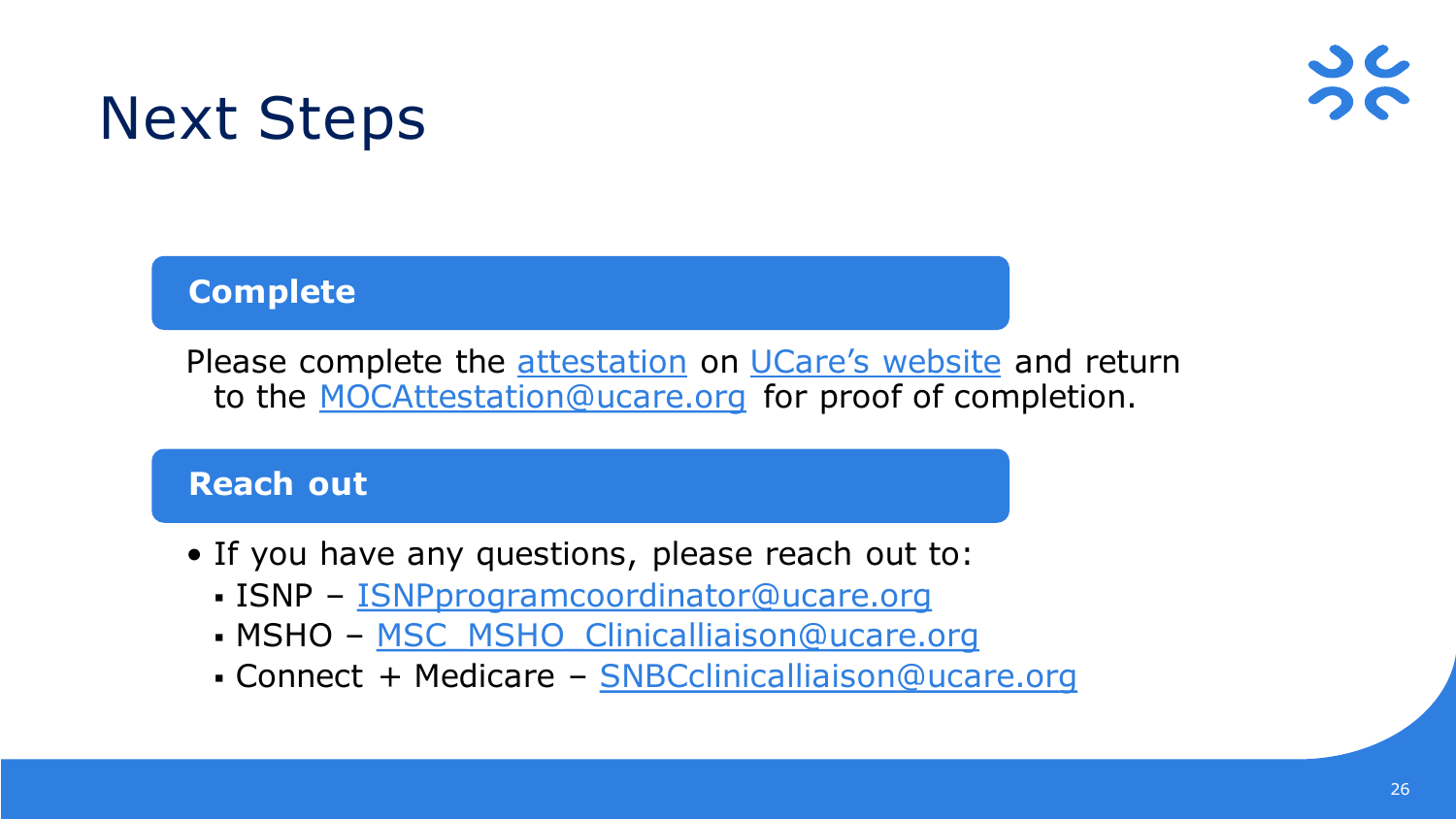# Next Steps

## Complete

Please complete the attestation on UCare's website and return to the MOCAttestation@ucare.org for proof of completion.

## Reach out

- If you have any questions, please reach out to:
  - ISNP – ISNPprogramcoordinator@ucare.org
  - MSHO – MSC_MSHO_Clinicalliaison@ucare.org
  - Connect + Medicare – SNBCclinicalliaison@ucare.org